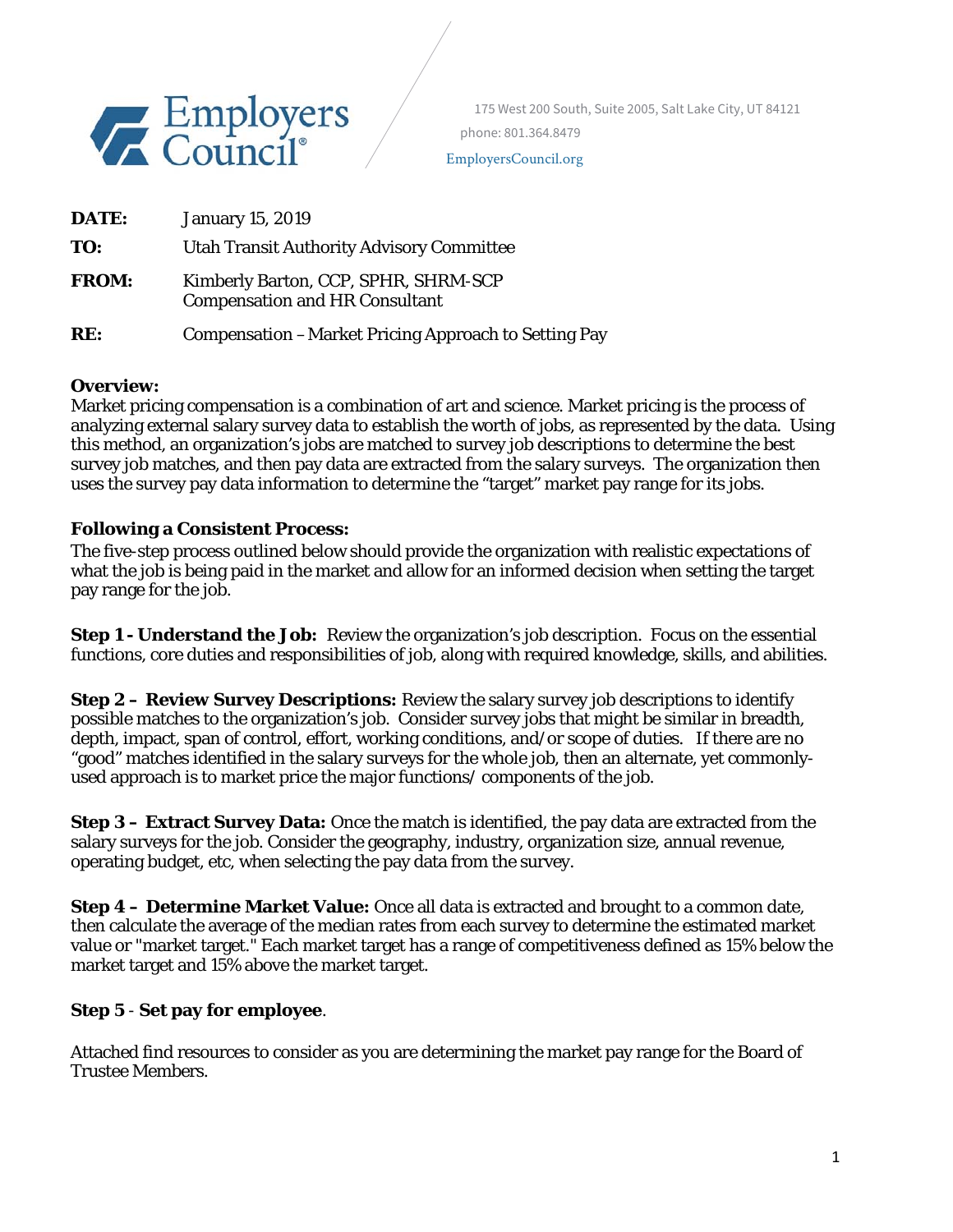Employers Council®

175 West 200 South, Suite 2005, Salt Lake City, UT 84121
phone: 801.364.8479
EmployersCouncil.org

**DATE:** January 15, 2019

**TO:** Utah Transit Authority Advisory Committee

**FROM:** Kimberly Barton, CCP, SPHR, SHRM-SCP
Compensation and HR Consultant

**RE:** Compensation – Market Pricing Approach to Setting Pay

**Overview:**
Market pricing compensation is a combination of art and science. Market pricing is the process of analyzing external salary survey data to establish the worth of jobs, as represented by the data. Using this method, an organization's jobs are matched to survey job descriptions to determine the best survey job matches, and then pay data are extracted from the salary surveys. The organization then uses the survey pay data information to determine the "target" market pay range for its jobs.

**Following a Consistent Process:**
The five-step process outlined below should provide the organization with realistic expectations of what the job is being paid in the market and allow for an informed decision when setting the target pay range for the job.

**Step 1 - Understand the Job:** Review the organization's job description. Focus on the essential functions, core duties and responsibilities of job, along with required knowledge, skills, and abilities.

**Step 2 – Review Survey Descriptions:** Review the salary survey job descriptions to identify possible matches to the organization's job. Consider survey jobs that might be similar in breadth, depth, impact, span of control, effort, working conditions, and/or scope of duties. If there are no "good" matches identified in the salary surveys for the whole job, then an alternate, yet commonly-used approach is to market price the major functions/ components of the job.

**Step 3 – Extract Survey Data:** Once the match is identified, the pay data are extracted from the salary surveys for the job. Consider the geography, industry, organization size, annual revenue, operating budget, etc, when selecting the pay data from the survey.

**Step 4 – Determine Market Value:** Once all data is extracted and brought to a common date, then calculate the average of the median rates from each survey to determine the estimated market value or "market target." Each market target has a range of competitiveness defined as 15% below the market target and 15% above the market target.

**Step 5** - **Set pay for employee**.

Attached find resources to consider as you are determining the market pay range for the Board of Trustee Members.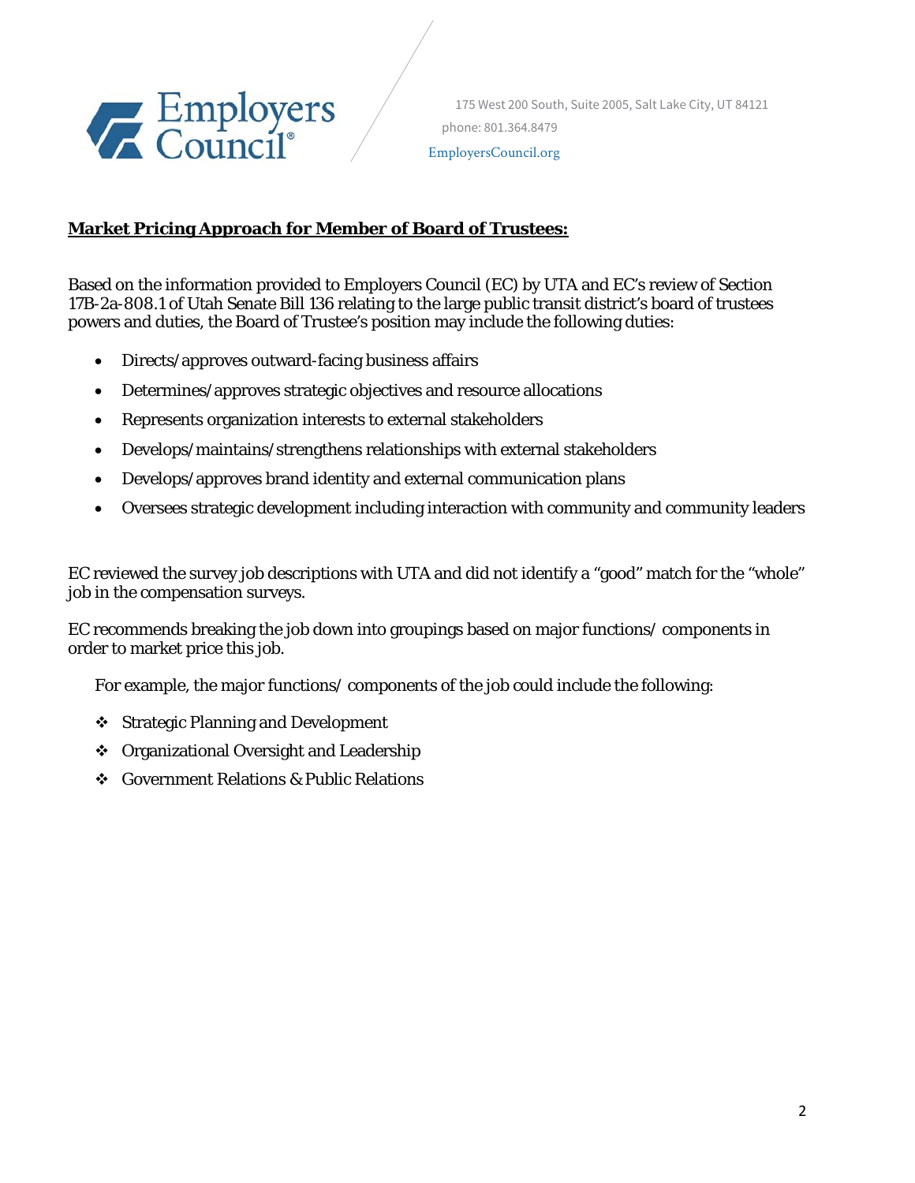**Market Pricing Approach for Member of Board of Trustees:**

Based on the information provided to Employers Council (EC) by UTA and EC's review of Section 17B-2a-808.1 of Utah Senate Bill 136 relating to the large public transit district's board of trustees powers and duties, the Board of Trustee's position may include the following duties:

- Directs/approves outward-facing business affairs
- Determines/approves strategic objectives and resource allocations
- Represents organization interests to external stakeholders
- Develops/maintains/strengthens relationships with external stakeholders
- Develops/approves brand identity and external communication plans
- Oversees strategic development including interaction with community and community leaders

EC reviewed the survey job descriptions with UTA and did not identify a "good" match for the "whole" job in the compensation surveys.

EC recommends breaking the job down into groupings based on major functions/ components in order to market price this job.

For example, the major functions/ components of the job could include the following:

- Strategic Planning and Development
- Organizational Oversight and Leadership
- Government Relations & Public Relations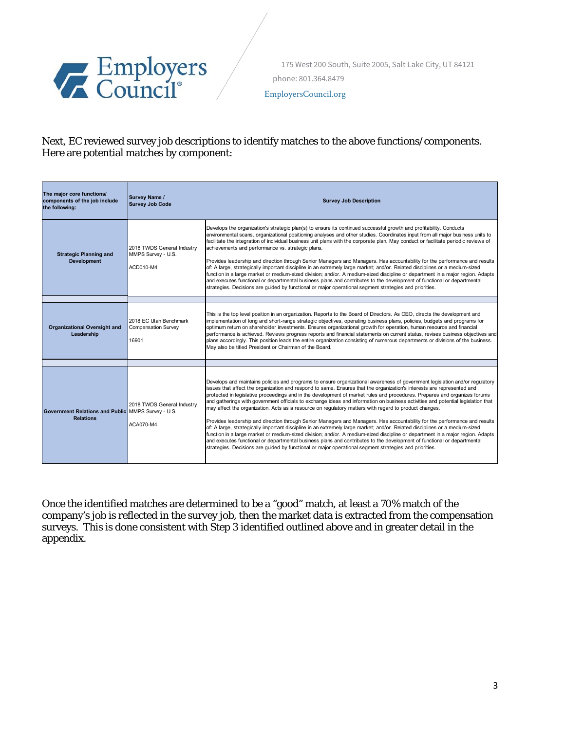Next, EC reviewed survey job descriptions to identify matches to the above functions/components. Here are potential matches by component:

| The major core functions/ components of the job include the following: | Survey Name / Survey Job Code | Survey Job Description |
|---|---|---|
| **Strategic Planning and Development** | 2018 TWDS General Industry MMPS Survey - U.S.<br><br>ACD010-M4 | Develops the organization's strategic plan(s) to ensure its continued successful growth and profitability. Conducts environmental scans, organizational positioning analyses and other studies. Coordinates input from all major business units to facilitate the integration of individual business unit plans with the corporate plan. May conduct or facilitate periodic reviews of achievements and performance vs. strategic plans.<br><br>Provides leadership and direction through Senior Managers and Managers. Has accountability for the performance and results of: A large, strategically important discipline in an extremely large market; and/or. Related disciplines or a medium-sized function in a large market or medium-sized division; and/or. A medium-sized discipline or department in a major region. Adapts and executes functional or departmental business plans and contributes to the development of functional or departmental strategies. Decisions are guided by functional or major operational segment strategies and priorities. |
| **Organizational Oversight and Leadership** | 2018 EC Utah Benchmark Compensation Survey<br><br>16901 | This is the top level position in an organization. Reports to the Board of Directors. As CEO, directs the development and implementation of long and short-range strategic objectives, operating business plans, policies, budgets and programs for optimum return on shareholder investments. Ensures organizational growth for operation, human resource and financial performance is achieved. Reviews progress reports and financial statements on current status, revises business objectives and plans accordingly. This position leads the entire organization consisting of numerous departments or divisions of the business. May also be titled President or Chairman of the Board. |
| **Government Relations and Public Relations** | 2018 TWDS General Industry MMPS Survey - U.S.<br><br>ACA070-M4 | Develops and maintains policies and programs to ensure organizational awareness of government legislation and/or regulatory issues that affect the organization and respond to same. Ensures that the organization's interests are represented and protected in legislative proceedings and in the development of market rules and procedures. Prepares and organizes forums and gatherings with government officials to exchange ideas and information on business activities and potential legislation that may affect the organization. Acts as a resource on regulatory matters with regard to product changes.<br><br>Provides leadership and direction through Senior Managers and Managers. Has accountability for the performance and results of: A large, strategically important discipline in an extremely large market; and/or. Related disciplines or a medium-sized function in a large market or medium-sized division; and/or. A medium-sized discipline or department in a major region. Adapts and executes functional or departmental business plans and contributes to the development of functional or departmental strategies. Decisions are guided by functional or major operational segment strategies and priorities. |

Once the identified matches are determined to be a "good" match, at least a 70% match of the company's job is reflected in the survey job, then the market data is extracted from the compensation surveys. This is done consistent with Step 3 identified outlined above and in greater detail in the appendix.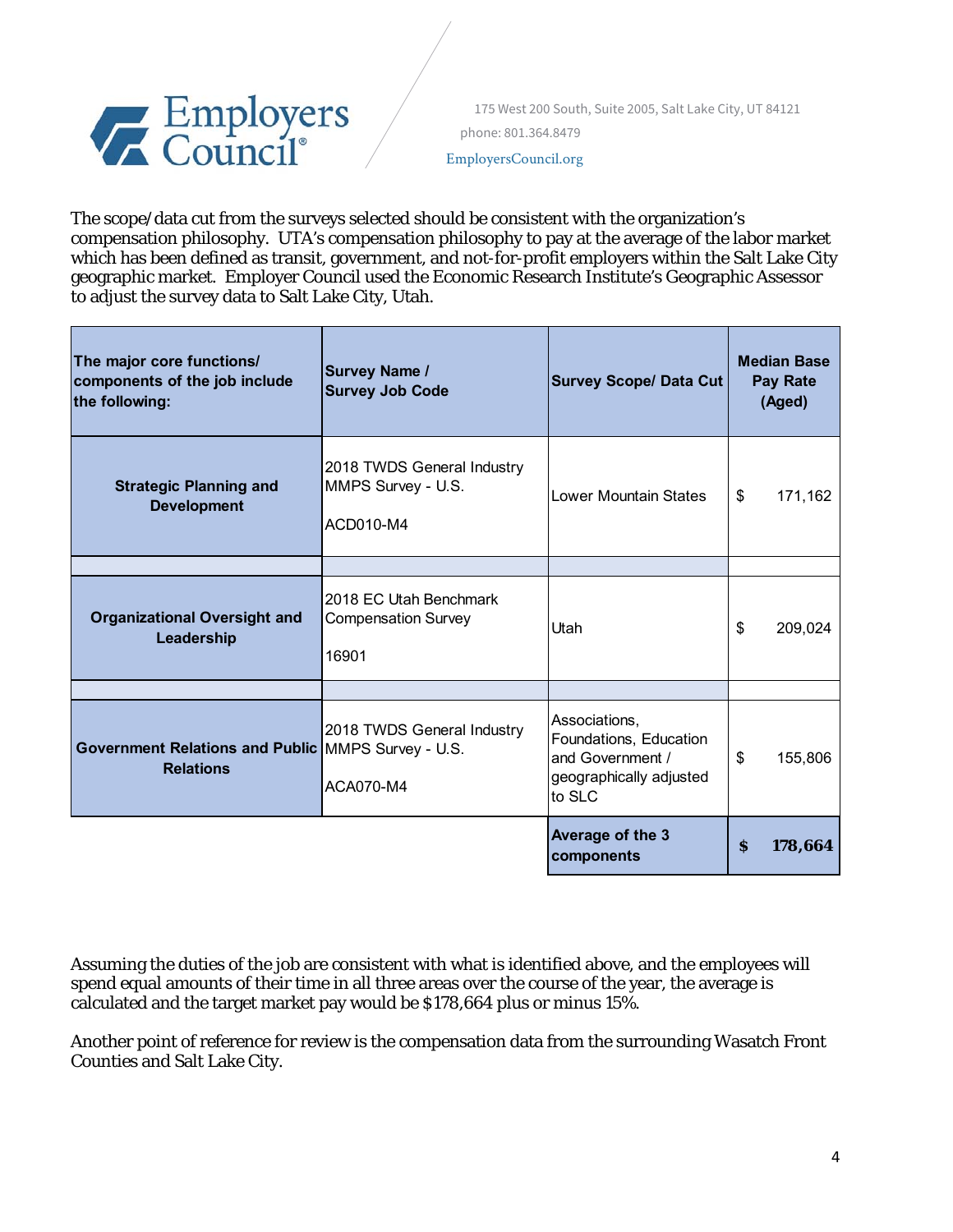The scope/data cut from the surveys selected should be consistent with the organization's compensation philosophy. UTA's compensation philosophy to pay at the average of the labor market which has been defined as transit, government, and not-for-profit employers within the Salt Lake City geographic market. Employer Council used the Economic Research Institute's Geographic Assessor to adjust the survey data to Salt Lake City, Utah.

| The major core functions/ components of the job include the following: | Survey Name / Survey Job Code | Survey Scope/ Data Cut | Median Base Pay Rate (Aged) |
|---|---|---|---|
| **Strategic Planning and Development** | 2018 TWDS General Industry MMPS Survey - U.S. ACD010-M4 | Lower Mountain States | $ 171,162 |
| | | | |
| **Organizational Oversight and Leadership** | 2018 EC Utah Benchmark Compensation Survey 16901 | Utah | $ 209,024 |
| | | | |
| **Government Relations and Public Relations** | 2018 TWDS General Industry MMPS Survey - U.S. ACA070-M4 | Associations, Foundations, Education and Government / geographically adjusted to SLC | $ 155,806 |
| | | **Average of the 3 components** | **$ 178,664** |

Assuming the duties of the job are consistent with what is identified above, and the employees will spend equal amounts of their time in all three areas over the course of the year, the average is calculated and the target market pay would be $178,664 plus or minus 15%.

Another point of reference for review is the compensation data from the surrounding Wasatch Front Counties and Salt Lake City.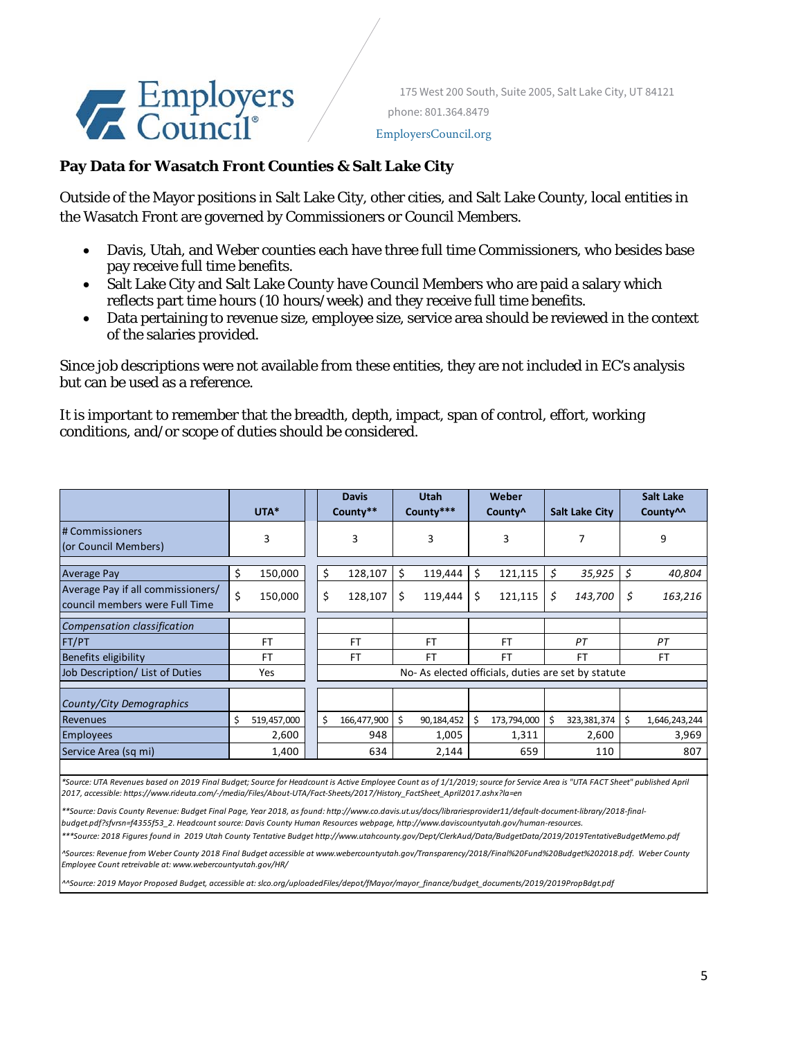Employers Council®

175 West 200 South, Suite 2005, Salt Lake City, UT 84121
phone: 801.364.8479
EmployersCouncil.org

## Pay Data for Wasatch Front Counties & Salt Lake City

Outside of the Mayor positions in Salt Lake City, other cities, and Salt Lake County, local entities in the Wasatch Front are governed by Commissioners or Council Members.

- Davis, Utah, and Weber counties each have three full time Commissioners, who besides base pay receive full time benefits.
- Salt Lake City and Salt Lake County have Council Members who are paid a salary which reflects part time hours (10 hours/week) and they receive full time benefits.
- Data pertaining to revenue size, employee size, service area should be reviewed in the context of the salaries provided.

Since job descriptions were not available from these entities, they are not included in EC's analysis but can be used as a reference.

It is important to remember that the breadth, depth, impact, span of control, effort, working conditions, and/or scope of duties should be considered.

| | UTA* | Davis County** | Utah County*** | Weber County^ | Salt Lake City | Salt Lake County^^ |
|---|---|---|---|---|---|---|
| # Commissioners (or Council Members) | 3 | 3 | 3 | 3 | 7 | 9 |
| Average Pay | $ 150,000 | $ 128,107 | $ 119,444 | $ 121,115 | *$ 35,925* | *$ 40,804* |
| Average Pay if all commissioners/ council members were Full Time | $ 150,000 | $ 128,107 | $ 119,444 | $ 121,115 | *$ 143,700* | *$ 163,216* |
| *Compensation classification* | | | | | | |
| FT/PT | FT | FT | FT | FT | *PT* | *PT* |
| Benefits eligibility | FT | FT | FT | FT | FT | FT |
| Job Description/ List of Duties | Yes | No- As elected officials, duties are set by statute | | | | |
| *County/City Demographics* | | | | | | |
| Revenues | $ 519,457,000 | $ 166,477,900 | $ 90,184,452 | $ 173,794,000 | $ 323,381,374 | $ 1,646,243,244 |
| Employees | 2,600 | 948 | 1,005 | 1,311 | 2,600 | 3,969 |
| Service Area (sq mi) | 1,400 | 634 | 2,144 | 659 | 110 | 807 |

*\*Source: UTA Revenues based on 2019 Final Budget; Source for Headcount is Active Employee Count as of 1/1/2019; source for Service Area is "UTA FACT Sheet" published April 2017, accessible: https://www.rideuta.com/-/media/Files/About-UTA/Fact-Sheets/2017/History_FactSheet_April2017.ashx?la=en*

*\*\*Source: Davis County Revenue: Budget Final Page, Year 2018, as found: http://www.co.davis.ut.us/docs/librariesprovider11/default-document-library/2018-final-budget.pdf?sfvrsn=f4355f53_2. Headcount source: Davis County Human Resources webpage, http://www.daviscountyutah.gov/human-resources.*

*\*\*\*Source: 2018 Figures found in 2019 Utah County Tentative Budget http://www.utahcounty.gov/Dept/ClerkAud/Data/BudgetData/2019/2019TentativeBudgetMemo.pdf*

*^Sources: Revenue from Weber County 2018 Final Budget accessible at www.webercountyutah.gov/Transparency/2018/Final%20Fund%20Budget%202018.pdf. Weber County Employee Count retreivable at: www.webercountyutah.gov/HR/*

*^^Source: 2019 Mayor Proposed Budget, accessible at: slco.org/uploadedFiles/depot/fMayor/mayor_finance/budget_documents/2019/2019PropBdgt.pdf*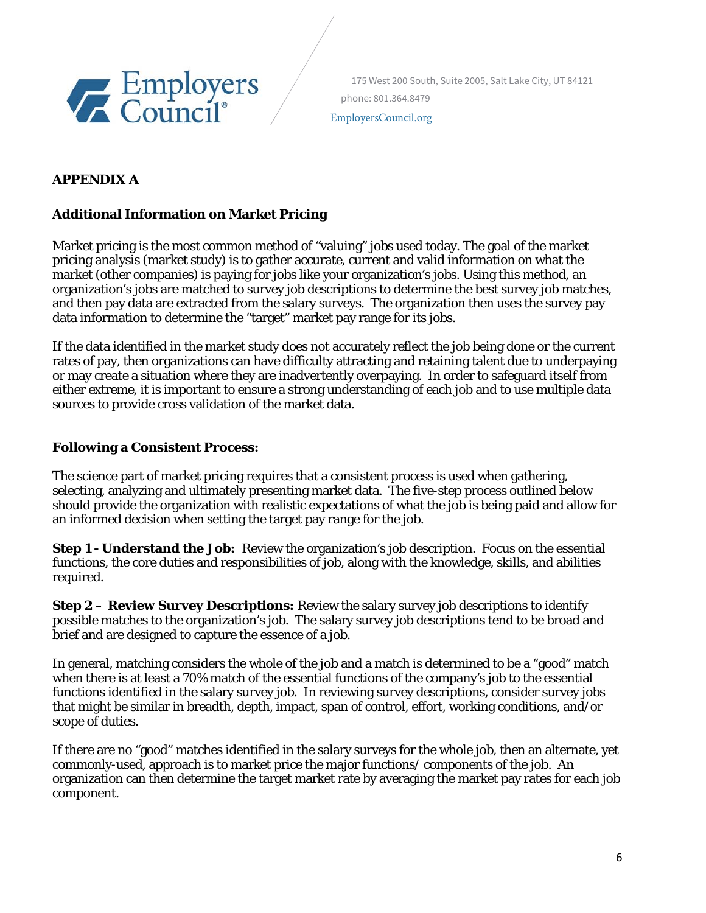## APPENDIX A

### Additional Information on Market Pricing

Market pricing is the most common method of "valuing" jobs used today. The goal of the market pricing analysis (market study) is to gather accurate, current and valid information on what the market (other companies) is paying for jobs like your organization's jobs. Using this method, an organization's jobs are matched to survey job descriptions to determine the best survey job matches, and then pay data are extracted from the salary surveys. The organization then uses the survey pay data information to determine the "target" market pay range for its jobs.

If the data identified in the market study does not accurately reflect the job being done or the current rates of pay, then organizations can have difficulty attracting and retaining talent due to underpaying or may create a situation where they are inadvertently overpaying. In order to safeguard itself from either extreme, it is important to ensure a strong understanding of each job and to use multiple data sources to provide cross validation of the market data.

### Following a Consistent Process:

The science part of market pricing requires that a consistent process is used when gathering, selecting, analyzing and ultimately presenting market data. The five-step process outlined below should provide the organization with realistic expectations of what the job is being paid and allow for an informed decision when setting the target pay range for the job.

**Step 1 - Understand the Job:** Review the organization's job description. Focus on the essential functions, the core duties and responsibilities of job, along with the knowledge, skills, and abilities required.

**Step 2 – Review Survey Descriptions:** Review the salary survey job descriptions to identify possible matches to the organization's job. The salary survey job descriptions tend to be broad and brief and are designed to capture the essence of a job.

In general, matching considers the whole of the job and a match is determined to be a "good" match when there is at least a 70% match of the essential functions of the company's job to the essential functions identified in the salary survey job. In reviewing survey descriptions, consider survey jobs that might be similar in breadth, depth, impact, span of control, effort, working conditions, and/or scope of duties.

If there are no "good" matches identified in the salary surveys for the whole job, then an alternate, yet commonly-used, approach is to market price the major functions/ components of the job. An organization can then determine the target market rate by averaging the market pay rates for each job component.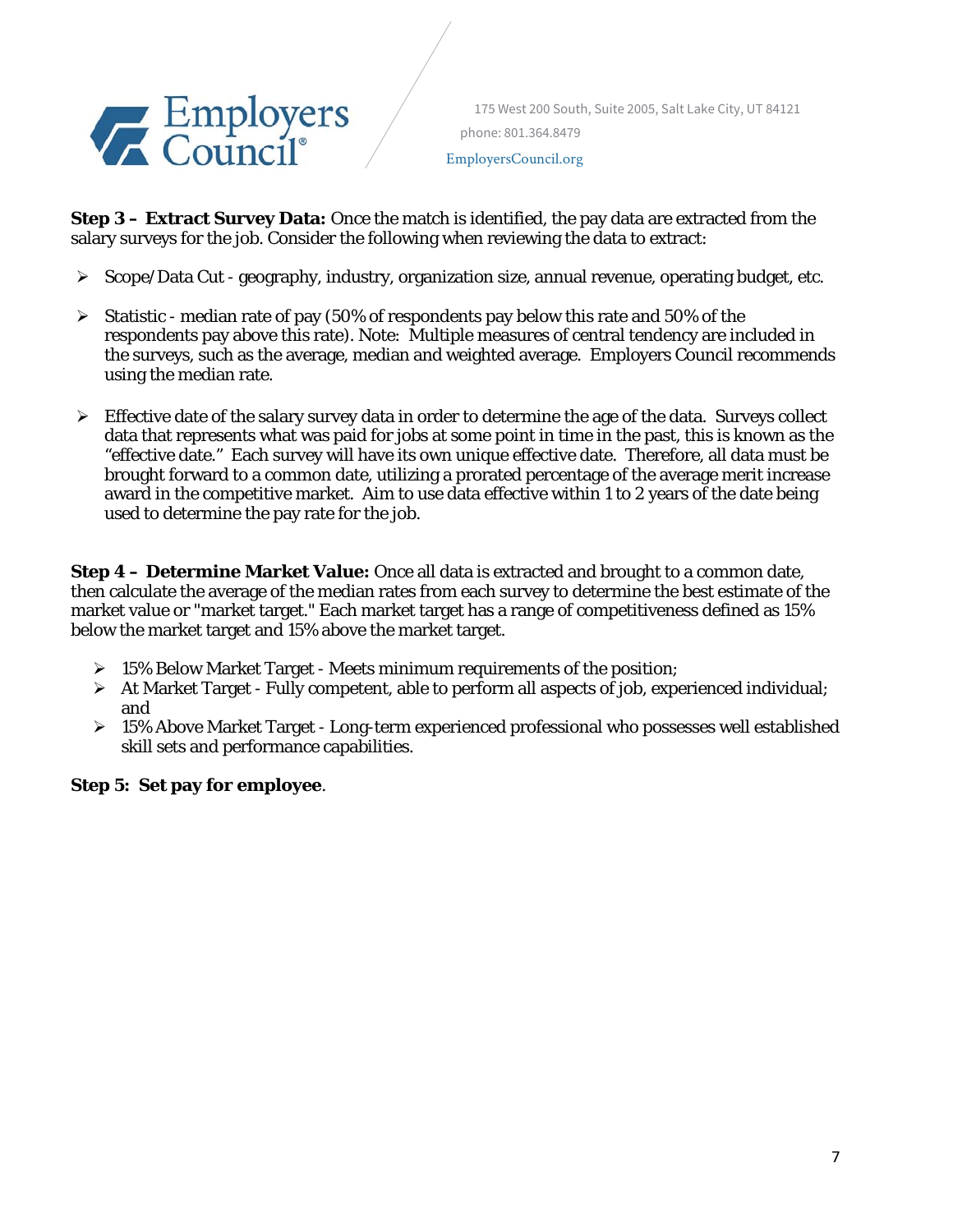**Step 3 – Extract Survey Data:** Once the match is identified, the pay data are extracted from the salary surveys for the job. Consider the following when reviewing the data to extract:

- Scope/Data Cut - geography, industry, organization size, annual revenue, operating budget, etc.

- Statistic - median rate of pay (50% of respondents pay below this rate and 50% of the respondents pay above this rate). Note: Multiple measures of central tendency are included in the surveys, such as the average, median and weighted average. Employers Council recommends using the median rate.

- Effective date of the salary survey data in order to determine the age of the data. Surveys collect data that represents what was paid for jobs at some point in time in the past, this is known as the "effective date." Each survey will have its own unique effective date. Therefore, all data must be brought forward to a common date, utilizing a prorated percentage of the average merit increase award in the competitive market. Aim to use data effective within 1 to 2 years of the date being used to determine the pay rate for the job.

**Step 4 – Determine Market Value:** Once all data is extracted and brought to a common date, then calculate the average of the median rates from each survey to determine the best estimate of the market value or "market target." Each market target has a range of competitiveness defined as 15% below the market target and 15% above the market target.

- 15% Below Market Target - Meets minimum requirements of the position;
- At Market Target - Fully competent, able to perform all aspects of job, experienced individual; and
- 15% Above Market Target - Long-term experienced professional who possesses well established skill sets and performance capabilities.

**Step 5: Set pay for employee**.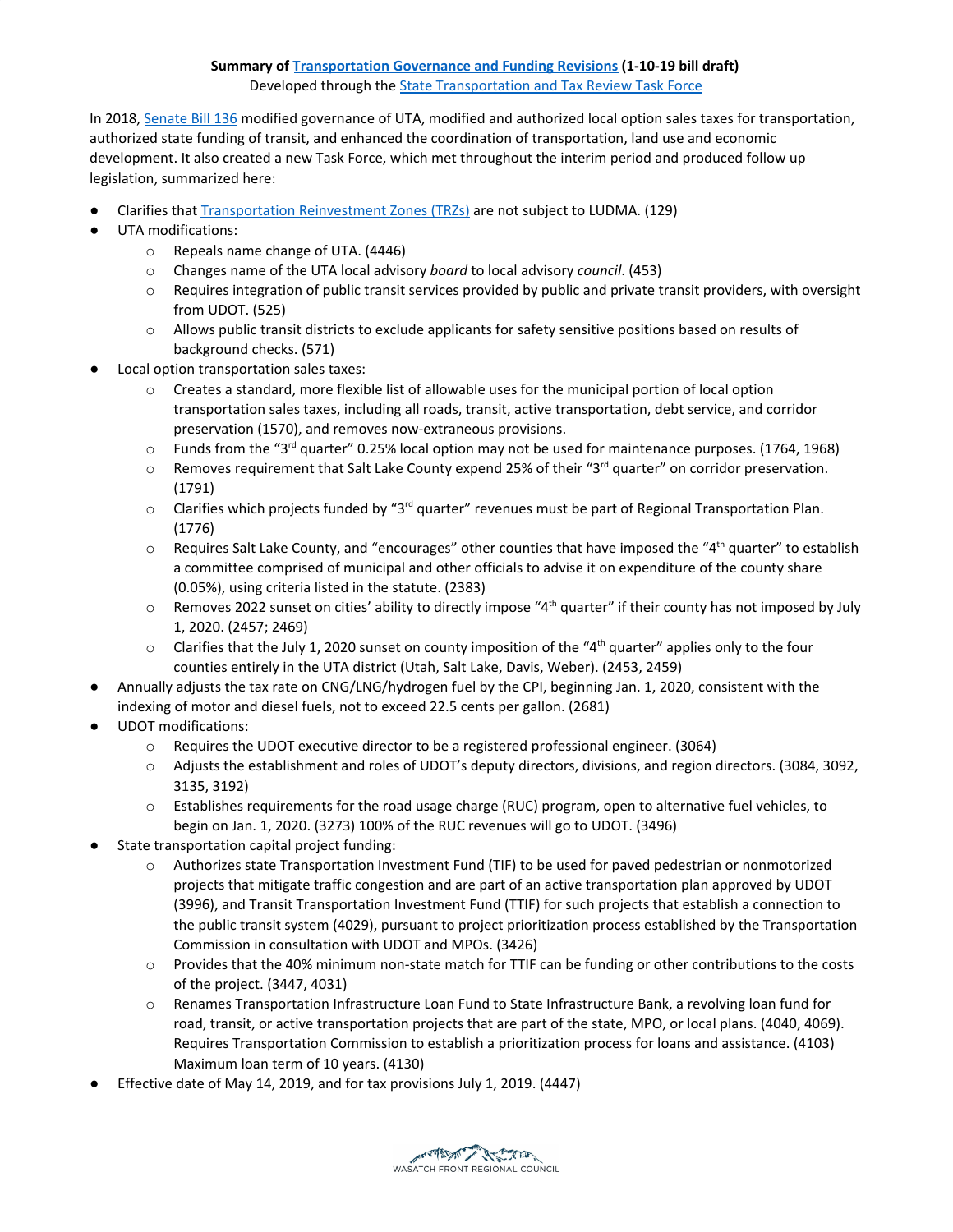**Summary of Transportation Governance and Funding Revisions (1-10-19 bill draft)**

Developed through the State Transportation and Tax Review Task Force

In 2018, Senate Bill 136 modified governance of UTA, modified and authorized local option sales taxes for transportation, authorized state funding of transit, and enhanced the coordination of transportation, land use and economic development. It also created a new Task Force, which met throughout the interim period and produced follow up legislation, summarized here:

- Clarifies that Transportation Reinvestment Zones (TRZs) are not subject to LUDMA. (129)
- UTA modifications:
  - Repeals name change of UTA. (4446)
  - Changes name of the UTA local advisory *board* to local advisory *council*. (453)
  - Requires integration of public transit services provided by public and private transit providers, with oversight from UDOT. (525)
  - Allows public transit districts to exclude applicants for safety sensitive positions based on results of background checks. (571)
- Local option transportation sales taxes:
  - Creates a standard, more flexible list of allowable uses for the municipal portion of local option transportation sales taxes, including all roads, transit, active transportation, debt service, and corridor preservation (1570), and removes now-extraneous provisions.
  - Funds from the "3rd quarter" 0.25% local option may not be used for maintenance purposes. (1764, 1968)
  - Removes requirement that Salt Lake County expend 25% of their "3rd quarter" on corridor preservation. (1791)
  - Clarifies which projects funded by "3rd quarter" revenues must be part of Regional Transportation Plan. (1776)
  - Requires Salt Lake County, and "encourages" other counties that have imposed the "4th quarter" to establish a committee comprised of municipal and other officials to advise it on expenditure of the county share (0.05%), using criteria listed in the statute. (2383)
  - Removes 2022 sunset on cities' ability to directly impose "4th quarter" if their county has not imposed by July 1, 2020. (2457; 2469)
  - Clarifies that the July 1, 2020 sunset on county imposition of the "4th quarter" applies only to the four counties entirely in the UTA district (Utah, Salt Lake, Davis, Weber). (2453, 2459)
- Annually adjusts the tax rate on CNG/LNG/hydrogen fuel by the CPI, beginning Jan. 1, 2020, consistent with the indexing of motor and diesel fuels, not to exceed 22.5 cents per gallon. (2681)
- UDOT modifications:
  - Requires the UDOT executive director to be a registered professional engineer. (3064)
  - Adjusts the establishment and roles of UDOT's deputy directors, divisions, and region directors. (3084, 3092, 3135, 3192)
  - Establishes requirements for the road usage charge (RUC) program, open to alternative fuel vehicles, to begin on Jan. 1, 2020. (3273) 100% of the RUC revenues will go to UDOT. (3496)
- State transportation capital project funding:
  - Authorizes state Transportation Investment Fund (TIF) to be used for paved pedestrian or nonmotorized projects that mitigate traffic congestion and are part of an active transportation plan approved by UDOT (3996), and Transit Transportation Investment Fund (TTIF) for such projects that establish a connection to the public transit system (4029), pursuant to project prioritization process established by the Transportation Commission in consultation with UDOT and MPOs. (3426)
  - Provides that the 40% minimum non-state match for TTIF can be funding or other contributions to the costs of the project. (3447, 4031)
  - Renames Transportation Infrastructure Loan Fund to State Infrastructure Bank, a revolving loan fund for road, transit, or active transportation projects that are part of the state, MPO, or local plans. (4040, 4069). Requires Transportation Commission to establish a prioritization process for loans and assistance. (4103) Maximum loan term of 10 years. (4130)
- Effective date of May 14, 2019, and for tax provisions July 1, 2019. (4447)

WASATCH FRONT REGIONAL COUNCIL